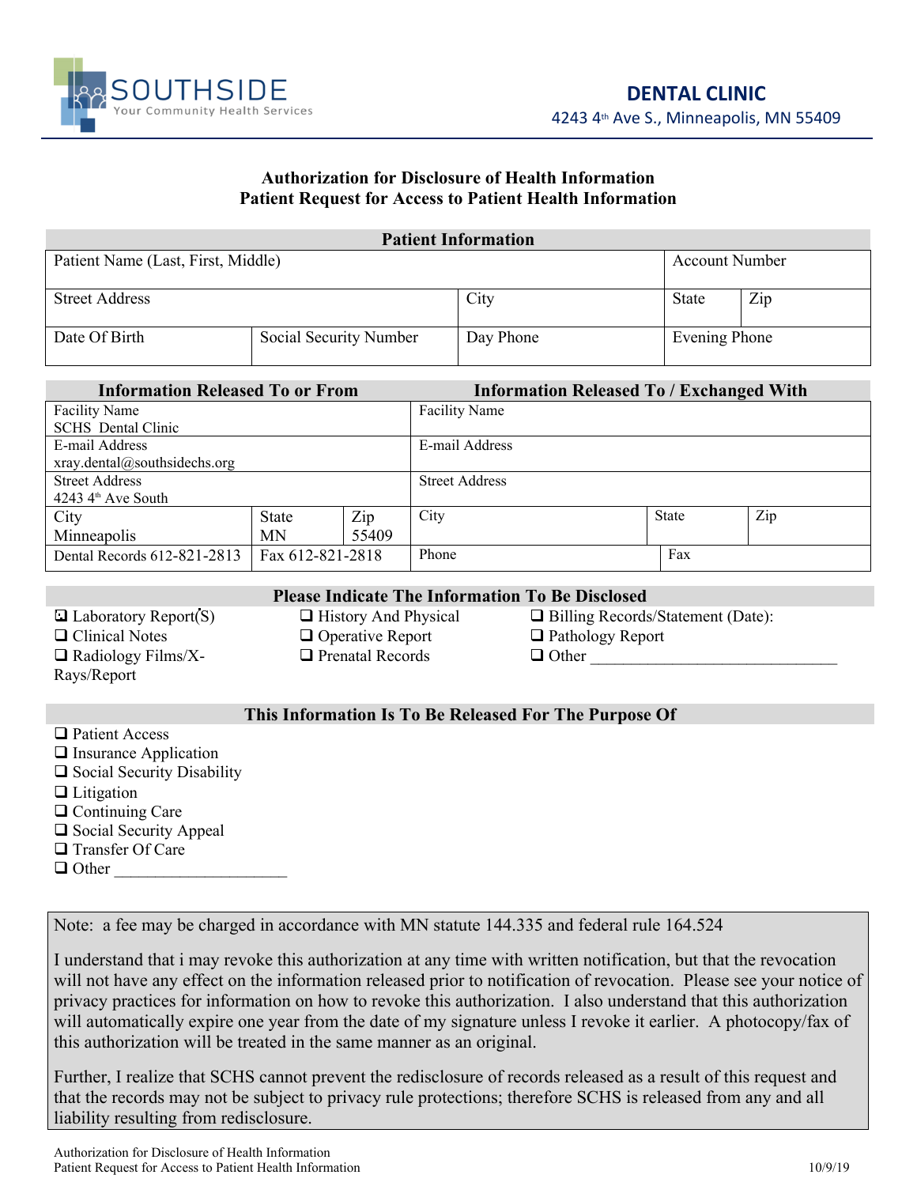SOUTHSIDE
Your Community Health Services

**DENTAL CLINIC**
4243 4th Ave S., Minneapolis, MN 55409

## Authorization for Disclosure of Health Information
## Patient Request for Access to Patient Health Information

| **Patient Information** | | | | |
|---|---|---|---|---|
| Patient Name (Last, First, Middle) | | | Account Number | |
| Street Address | | City | State | Zip |
| Date Of Birth | Social Security Number | Day Phone | Evening Phone | |

| **Information Released To or From** | | | **Information Released To / Exchanged With** | | |
|---|---|---|---|---|---|
| Facility Name<br>SCHS Dental Clinic | | | Facility Name | | |
| E-mail Address<br>xray.dental@southsidechs.org | | | E-mail Address | | |
| Street Address<br>4243 4th Ave South | | | Street Address | | |
| City<br>Minneapolis | State<br>MN | Zip<br>55409 | City | State | Zip |
| Dental Records 612-821-2813 | Fax 612-821-2818 | | Phone | Fax | |

**Please Indicate The Information To Be Disclosed**

- ☐ Laboratory Report(S)
- ☐ Clinical Notes
- ☐ Radiology Films/X-Rays/Report
- ☐ History And Physical
- ☐ Operative Report
- ☐ Prenatal Records
- ☐ Billing Records/Statement (Date):
- ☐ Pathology Report
- ☐ Other ______________________________

**This Information Is To Be Released For The Purpose Of**

- ☐ Patient Access
- ☐ Insurance Application
- ☐ Social Security Disability
- ☐ Litigation
- ☐ Continuing Care
- ☐ Social Security Appeal
- ☐ Transfer Of Care
- ☐ Other ____________________

Note: a fee may be charged in accordance with MN statute 144.335 and federal rule 164.524

I understand that i may revoke this authorization at any time with written notification, but that the revocation will not have any effect on the information released prior to notification of revocation. Please see your notice of privacy practices for information on how to revoke this authorization. I also understand that this authorization will automatically expire one year from the date of my signature unless I revoke it earlier. A photocopy/fax of this authorization will be treated in the same manner as an original.

Further, I realize that SCHS cannot prevent the redisclosure of records released as a result of this request and that the records may not be subject to privacy rule protections; therefore SCHS is released from any and all liability resulting from redisclosure.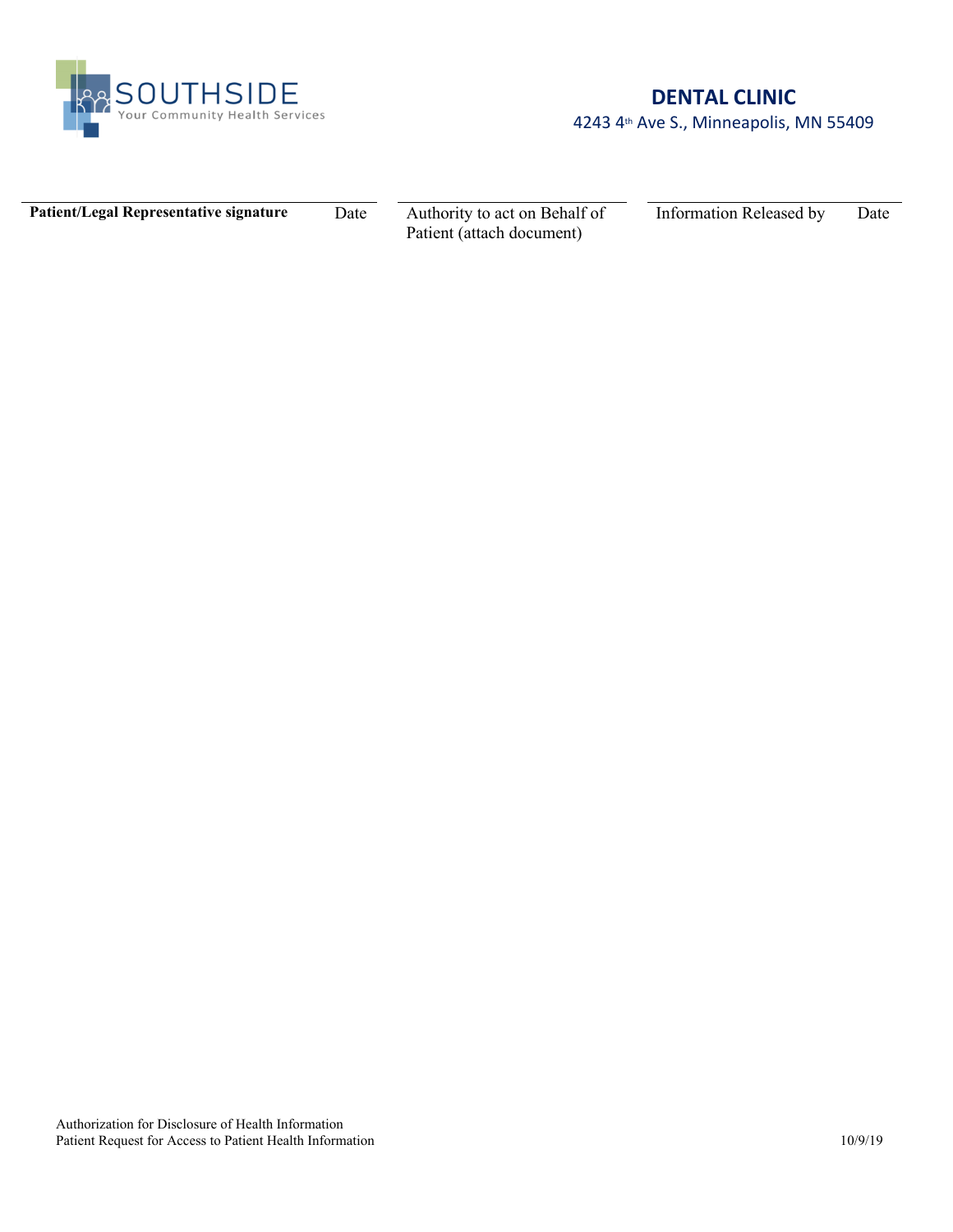SOUTHSIDE
Your Community Health Services

**DENTAL CLINIC**
4243 4th Ave S., Minneapolis, MN 55409

| | | | | |
|---|---|---|---|---|
| **Patient/Legal Representative signature** | Date | Authority to act on Behalf of Patient (attach document) | Information Released by | Date |

Authorization for Disclosure of Health Information
Patient Request for Access to Patient Health Information 10/9/19